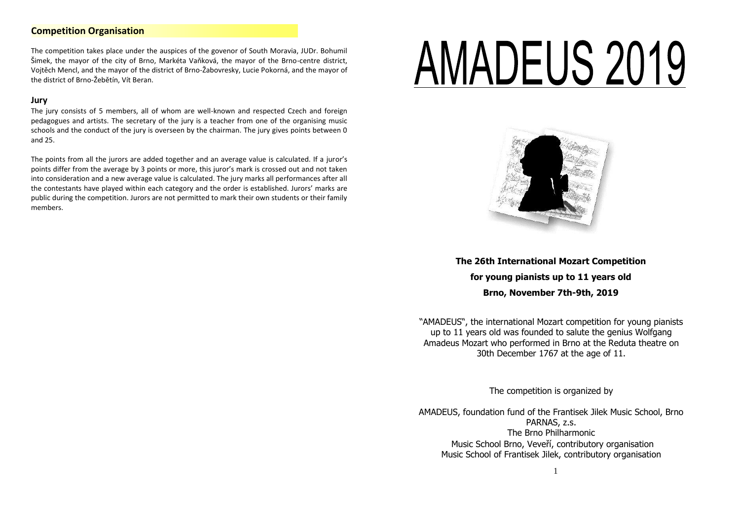## Competition Organisation

The competition takes place under the auspices of the govenor of South Moravia, JUDr. Bohumil Šimek, the mayor of the city of Brno, Markéta Vaňková, the mayor of the Brno-centre district, Vojtěch Mencl, and the mayor of the district of Brno-Žabovresky, Lucie Pokorná, and the mayor of the district of Brno-Žebětín, Vít Beran.

### Jury

The jury consists of 5 members, all of whom are well-known and respected Czech and foreign pedagogues and artists. The secretary of the jury is a teacher from one of the organising music schools and the conduct of the jury is overseen by the chairman. The jury gives points between 0 and 25.

The points from all the jurors are added together and an average value is calculated. If a juror's points differ from the average by 3 points or more, this juror's mark is crossed out and not taken into consideration and a new average value is calculated. The jury marks all performances after all the contestants have played within each category and the order is established. Jurors' marks are public during the competition. Jurors are not permitted to mark their own students or their family members.

# AMADEUS 2019

**The 26th International Mozart Competition**

**for young pianists up to 11 years old**

**Brno, November 7th-9th, 2019**

"AMADEUS", the international Mozart competition for young pianists up to 11 years old was founded to salute the genius Wolfgang Amadeus Mozart who performed in Brno at the Reduta theatre on 30th December 1767 at the age of 11.

The competition is organized by

AMADEUS, foundation fund of the Frantisek Jilek Music School, Brno
PARNAS, z.s.
The Brno Philharmonic
Music School Brno, Veveří, contributory organisation
Music School of Frantisek Jilek, contributory organisation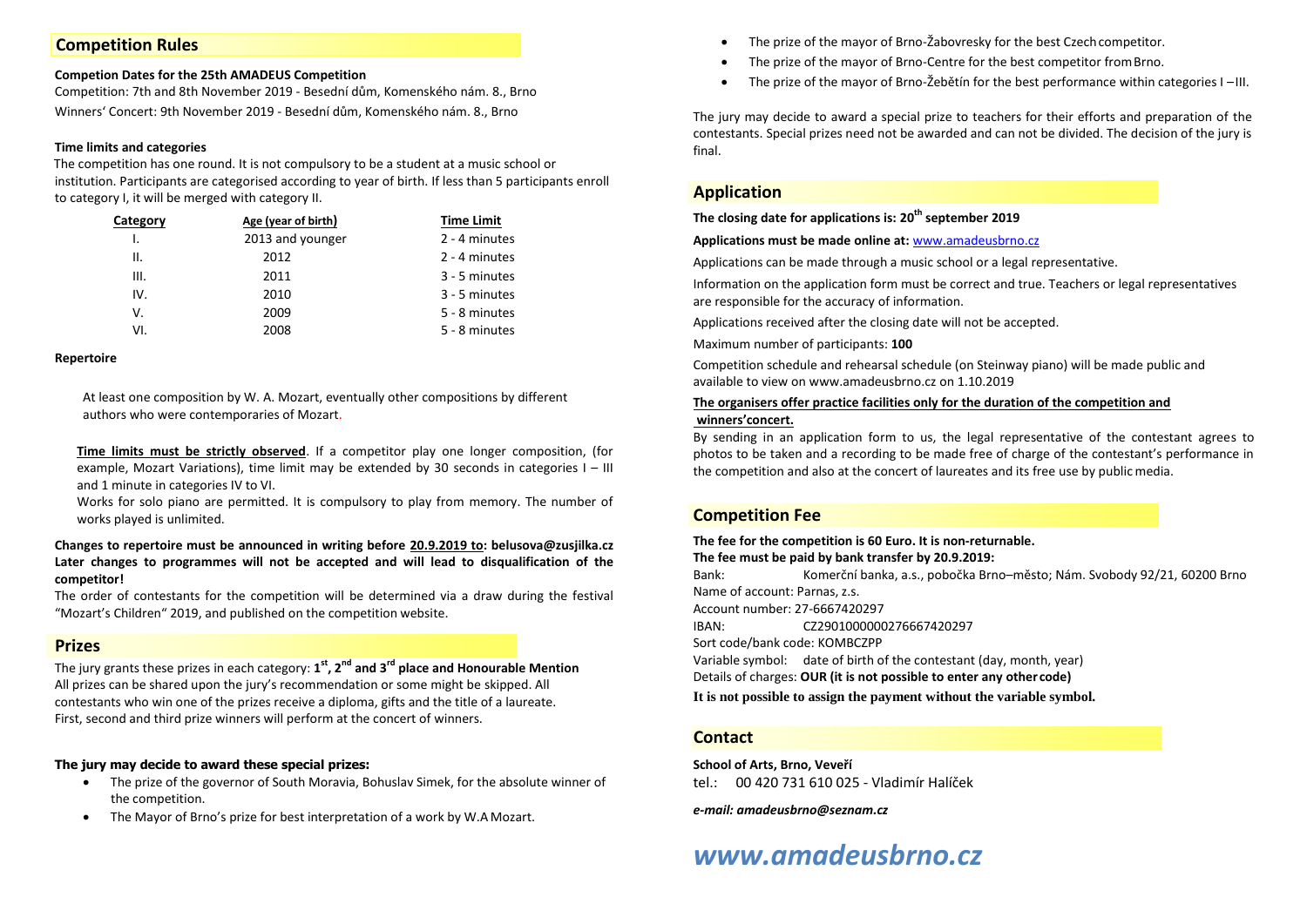## Competition Rules

**Competion Dates for the 25th AMADEUS Competition**

Competition: 7th and 8th November 2019 - Besední dům, Komenského nám. 8., Brno

Winners' Concert: 9th November 2019 - Besední dům, Komenského nám. 8., Brno

**Time limits and categories**

The competition has one round. It is not compulsory to be a student at a music school or institution. Participants are categorised according to year of birth. If less than 5 participants enroll to category I, it will be merged with category II.

| Category | Age (year of birth) | Time Limit |
|---|---|---|
| I. | 2013 and younger | 2 - 4 minutes |
| II. | 2012 | 2 - 4 minutes |
| III. | 2011 | 3 - 5 minutes |
| IV. | 2010 | 3 - 5 minutes |
| V. | 2009 | 5 - 8 minutes |
| VI. | 2008 | 5 - 8 minutes |

**Repertoire**

At least one composition by W. A. Mozart, eventually other compositions by different authors who were contemporaries of Mozart.

**Time limits must be strictly observed**. If a competitor play one longer composition, (for example, Mozart Variations), time limit may be extended by 30 seconds in categories I – III and 1 minute in categories IV to VI.

Works for solo piano are permitted. It is compulsory to play from memory. The number of works played is unlimited.

**Changes to repertoire must be announced in writing before 20.9.2019 to: belusova@zusjilka.cz Later changes to programmes will not be accepted and will lead to disqualification of the competitor!**

The order of contestants for the competition will be determined via a draw during the festival "Mozart's Children" 2019, and published on the competition website.

## Prizes

The jury grants these prizes in each category: **1st, 2nd and 3rd place and Honourable Mention**

All prizes can be shared upon the jury's recommendation or some might be skipped. All contestants who win one of the prizes receive a diploma, gifts and the title of a laureate. First, second and third prize winners will perform at the concert of winners.

**The jury may decide to award these special prizes:**

- The prize of the governor of South Moravia, Bohuslav Simek, for the absolute winner of the competition.
- The Mayor of Brno's prize for best interpretation of a work by W.A Mozart.
- The prize of the mayor of Brno-Žabovresky for the best Czech competitor.
- The prize of the mayor of Brno-Centre for the best competitor from Brno.
- The prize of the mayor of Brno-Žebětín for the best performance within categories I – III.

The jury may decide to award a special prize to teachers for their efforts and preparation of the contestants. Special prizes need not be awarded and can not be divided. The decision of the jury is final.

## Application

**The closing date for applications is: 20th september 2019**

**Applications must be made online at:** www.amadeusbrno.cz

Applications can be made through a music school or a legal representative.

Information on the application form must be correct and true. Teachers or legal representatives are responsible for the accuracy of information.

Applications received after the closing date will not be accepted.

Maximum number of participants: **100**

Competition schedule and rehearsal schedule (on Steinway piano) will be made public and available to view on www.amadeusbrno.cz on 1.10.2019

**The organisers offer practice facilities only for the duration of the competition and winners'concert.**

By sending in an application form to us, the legal representative of the contestant agrees to photos to be taken and a recording to be made free of charge of the contestant's performance in the competition and also at the concert of laureates and its free use by public media.

## Competition Fee

**The fee for the competition is 60 Euro. It is non-returnable.**
**The fee must be paid by bank transfer by 20.9.2019:**

Bank: Komerční banka, a.s., pobočka Brno–město; Nám. Svobody 92/21, 60200 Brno
Name of account: Parnas, z.s.
Account number: 27-6667420297
IBAN: CZ2901000000276667420297
Sort code/bank code: KOMBCZPP
Variable symbol: date of birth of the contestant (day, month, year)
Details of charges: **OUR (it is not possible to enter any other code)**

**It is not possible to assign the payment without the variable symbol.**

## Contact

**School of Arts, Brno, Veveří**
tel.: 00 420 731 610 025 - Vladimír Halíček

***e-mail: amadeusbrno@seznam.cz***

# *www.amadeusbrno.cz*